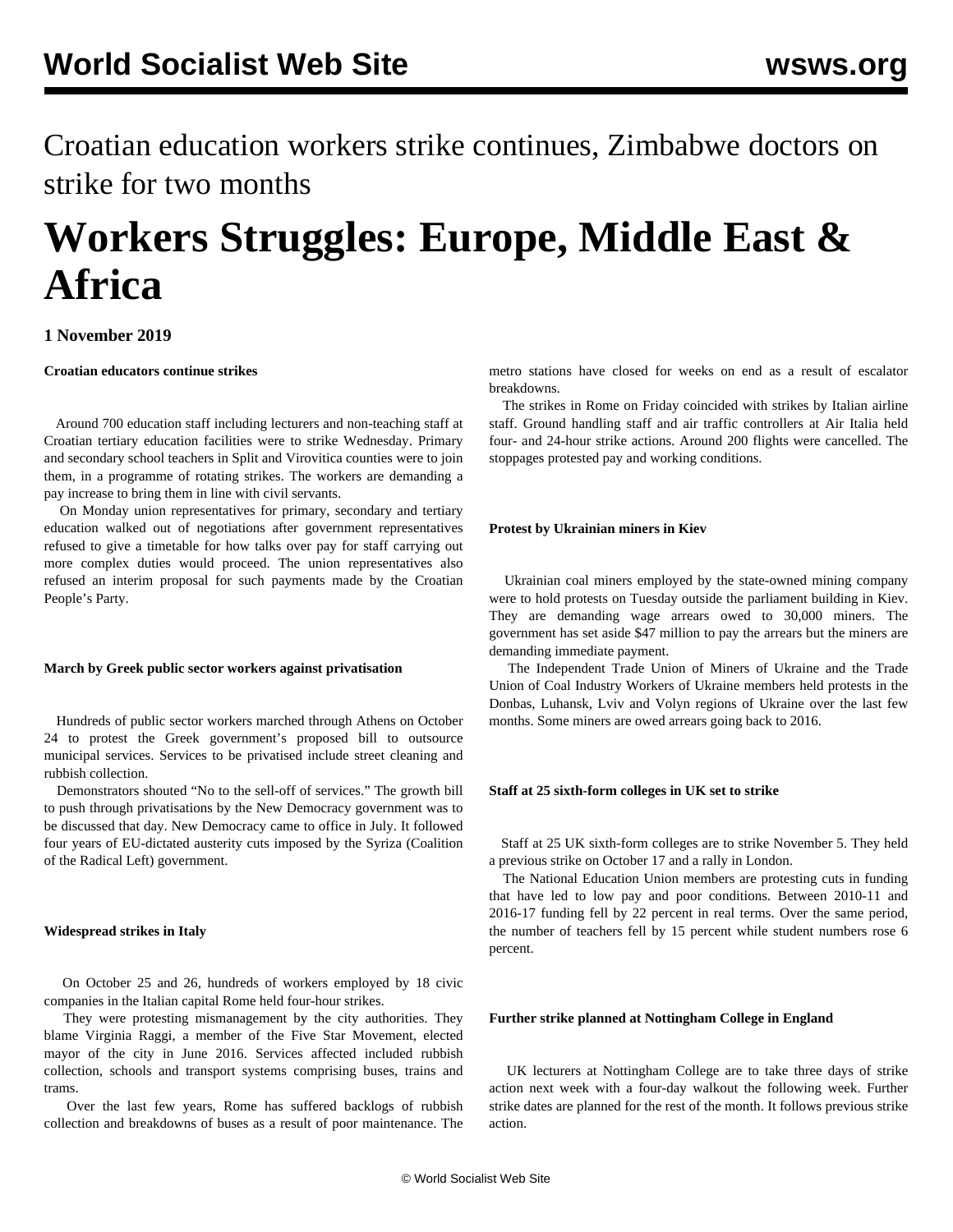Croatian education workers strike continues, Zimbabwe doctors on strike for two months

# Workers Struggles: Europe, Middle East & Africa

**1 November 2019**

**Croatian educators continue strikes**

Around 700 education staff including lecturers and non-teaching staff at Croatian tertiary education facilities were to strike Wednesday. Primary and secondary school teachers in Split and Virovitica counties were to join them, in a programme of rotating strikes. The workers are demanding a pay increase to bring them in line with civil servants.

On Monday union representatives for primary, secondary and tertiary education walked out of negotiations after government representatives refused to give a timetable for how talks over pay for staff carrying out more complex duties would proceed. The union representatives also refused an interim proposal for such payments made by the Croatian People's Party.

**March by Greek public sector workers against privatisation**

Hundreds of public sector workers marched through Athens on October 24 to protest the Greek government's proposed bill to outsource municipal services. Services to be privatised include street cleaning and rubbish collection.

Demonstrators shouted "No to the sell-off of services." The growth bill to push through privatisations by the New Democracy government was to be discussed that day. New Democracy came to office in July. It followed four years of EU-dictated austerity cuts imposed by the Syriza (Coalition of the Radical Left) government.

**Widespread strikes in Italy**

On October 25 and 26, hundreds of workers employed by 18 civic companies in the Italian capital Rome held four-hour strikes.

They were protesting mismanagement by the city authorities. They blame Virginia Raggi, a member of the Five Star Movement, elected mayor of the city in June 2016. Services affected included rubbish collection, schools and transport systems comprising buses, trains and trams.

Over the last few years, Rome has suffered backlogs of rubbish collection and breakdowns of buses as a result of poor maintenance. The metro stations have closed for weeks on end as a result of escalator breakdowns.

The strikes in Rome on Friday coincided with strikes by Italian airline staff. Ground handling staff and air traffic controllers at Air Italia held four- and 24-hour strike actions. Around 200 flights were cancelled. The stoppages protested pay and working conditions.

**Protest by Ukrainian miners in Kiev**

Ukrainian coal miners employed by the state-owned mining company were to hold protests on Tuesday outside the parliament building in Kiev. They are demanding wage arrears owed to 30,000 miners. The government has set aside $47 million to pay the arrears but the miners are demanding immediate payment.

The Independent Trade Union of Miners of Ukraine and the Trade Union of Coal Industry Workers of Ukraine members held protests in the Donbas, Luhansk, Lviv and Volyn regions of Ukraine over the last few months. Some miners are owed arrears going back to 2016.

**Staff at 25 sixth-form colleges in UK set to strike**

Staff at 25 UK sixth-form colleges are to strike November 5. They held a previous strike on October 17 and a rally in London.

The National Education Union members are protesting cuts in funding that have led to low pay and poor conditions. Between 2010-11 and 2016-17 funding fell by 22 percent in real terms. Over the same period, the number of teachers fell by 15 percent while student numbers rose 6 percent.

**Further strike planned at Nottingham College in England**

UK lecturers at Nottingham College are to take three days of strike action next week with a four-day walkout the following week. Further strike dates are planned for the rest of the month. It follows previous strike action.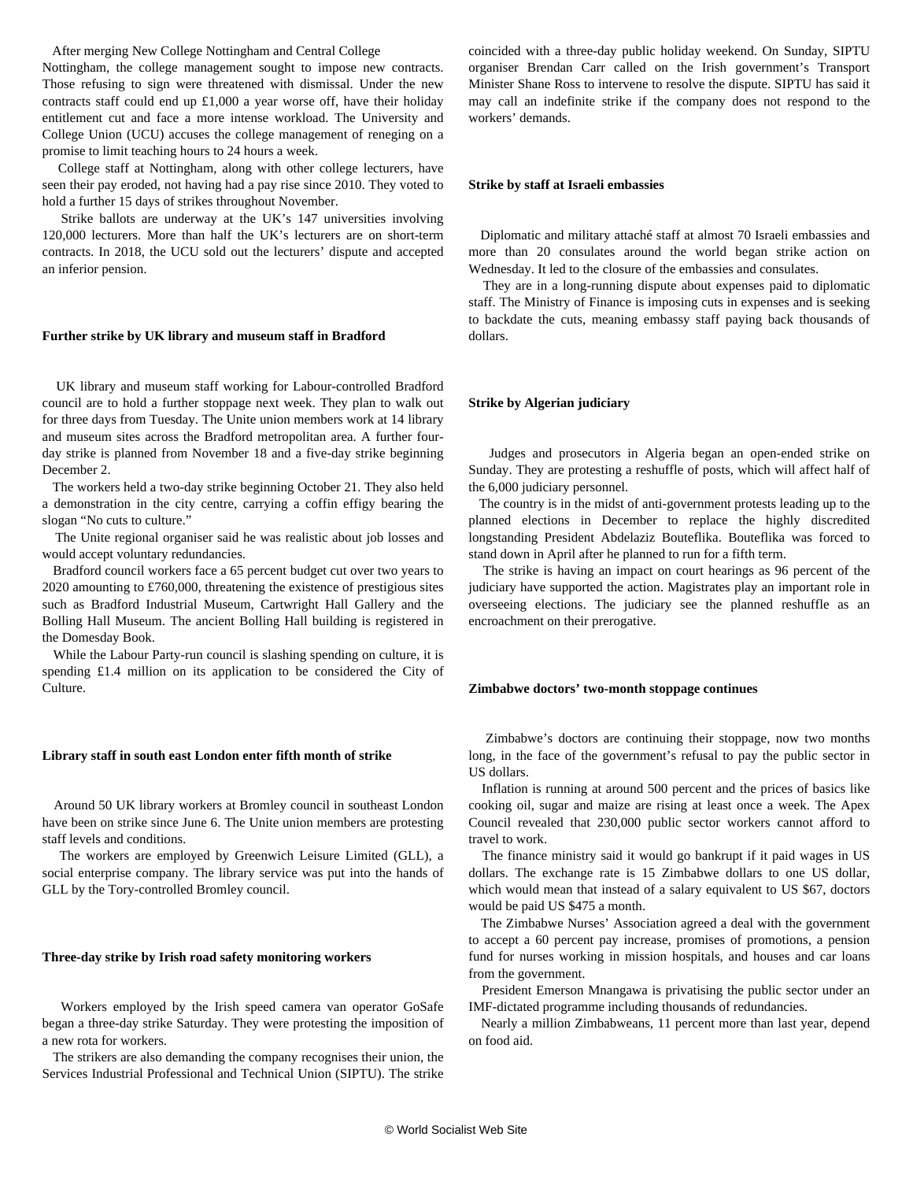After merging New College Nottingham and Central College Nottingham, the college management sought to impose new contracts. Those refusing to sign were threatened with dismissal. Under the new contracts staff could end up £1,000 a year worse off, have their holiday entitlement cut and face a more intense workload. The University and College Union (UCU) accuses the college management of reneging on a promise to limit teaching hours to 24 hours a week.

College staff at Nottingham, along with other college lecturers, have seen their pay eroded, not having had a pay rise since 2010. They voted to hold a further 15 days of strikes throughout November.

Strike ballots are underway at the UK's 147 universities involving 120,000 lecturers. More than half the UK's lecturers are on short-term contracts. In 2018, the UCU sold out the lecturers' dispute and accepted an inferior pension.

**Further strike by UK library and museum staff in Bradford**

UK library and museum staff working for Labour-controlled Bradford council are to hold a further stoppage next week. They plan to walk out for three days from Tuesday. The Unite union members work at 14 library and museum sites across the Bradford metropolitan area. A further four-day strike is planned from November 18 and a five-day strike beginning December 2.

The workers held a two-day strike beginning October 21. They also held a demonstration in the city centre, carrying a coffin effigy bearing the slogan "No cuts to culture."

The Unite regional organiser said he was realistic about job losses and would accept voluntary redundancies.

Bradford council workers face a 65 percent budget cut over two years to 2020 amounting to £760,000, threatening the existence of prestigious sites such as Bradford Industrial Museum, Cartwright Hall Gallery and the Bolling Hall Museum. The ancient Bolling Hall building is registered in the Domesday Book.

While the Labour Party-run council is slashing spending on culture, it is spending £1.4 million on its application to be considered the City of Culture.

**Library staff in south east London enter fifth month of strike**

Around 50 UK library workers at Bromley council in southeast London have been on strike since June 6. The Unite union members are protesting staff levels and conditions.

The workers are employed by Greenwich Leisure Limited (GLL), a social enterprise company. The library service was put into the hands of GLL by the Tory-controlled Bromley council.

**Three-day strike by Irish road safety monitoring workers**

Workers employed by the Irish speed camera van operator GoSafe began a three-day strike Saturday. They were protesting the imposition of a new rota for workers.

The strikers are also demanding the company recognises their union, the Services Industrial Professional and Technical Union (SIPTU). The strike coincided with a three-day public holiday weekend. On Sunday, SIPTU organiser Brendan Carr called on the Irish government's Transport Minister Shane Ross to intervene to resolve the dispute. SIPTU has said it may call an indefinite strike if the company does not respond to the workers' demands.

**Strike by staff at Israeli embassies**

Diplomatic and military attaché staff at almost 70 Israeli embassies and more than 20 consulates around the world began strike action on Wednesday. It led to the closure of the embassies and consulates.

They are in a long-running dispute about expenses paid to diplomatic staff. The Ministry of Finance is imposing cuts in expenses and is seeking to backdate the cuts, meaning embassy staff paying back thousands of dollars.

**Strike by Algerian judiciary**

Judges and prosecutors in Algeria began an open-ended strike on Sunday. They are protesting a reshuffle of posts, which will affect half of the 6,000 judiciary personnel.

The country is in the midst of anti-government protests leading up to the planned elections in December to replace the highly discredited longstanding President Abdelaziz Bouteflika. Bouteflika was forced to stand down in April after he planned to run for a fifth term.

The strike is having an impact on court hearings as 96 percent of the judiciary have supported the action. Magistrates play an important role in overseeing elections. The judiciary see the planned reshuffle as an encroachment on their prerogative.

**Zimbabwe doctors' two-month stoppage continues**

Zimbabwe's doctors are continuing their stoppage, now two months long, in the face of the government's refusal to pay the public sector in US dollars.

Inflation is running at around 500 percent and the prices of basics like cooking oil, sugar and maize are rising at least once a week. The Apex Council revealed that 230,000 public sector workers cannot afford to travel to work.

The finance ministry said it would go bankrupt if it paid wages in US dollars. The exchange rate is 15 Zimbabwe dollars to one US dollar, which would mean that instead of a salary equivalent to US $67, doctors would be paid US $475 a month.

The Zimbabwe Nurses' Association agreed a deal with the government to accept a 60 percent pay increase, promises of promotions, a pension fund for nurses working in mission hospitals, and houses and car loans from the government.

President Emerson Mnangawa is privatising the public sector under an IMF-dictated programme including thousands of redundancies.

Nearly a million Zimbabweans, 11 percent more than last year, depend on food aid.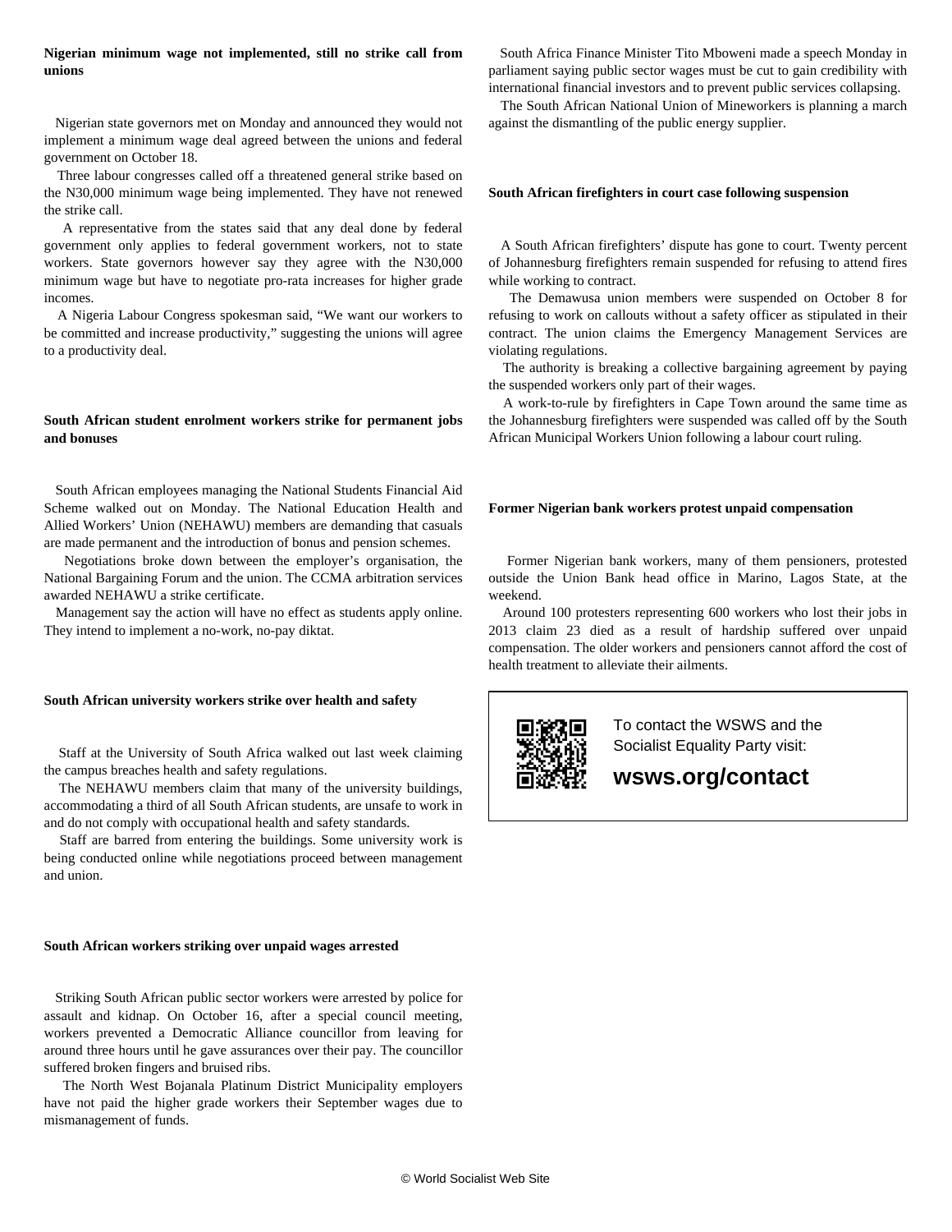**Nigerian minimum wage not implemented, still no strike call from unions**

Nigerian state governors met on Monday and announced they would not implement a minimum wage deal agreed between the unions and federal government on October 18.

Three labour congresses called off a threatened general strike based on the N30,000 minimum wage being implemented. They have not renewed the strike call.

A representative from the states said that any deal done by federal government only applies to federal government workers, not to state workers. State governors however say they agree with the N30,000 minimum wage but have to negotiate pro-rata increases for higher grade incomes.

A Nigeria Labour Congress spokesman said, "We want our workers to be committed and increase productivity," suggesting the unions will agree to a productivity deal.

**South African student enrolment workers strike for permanent jobs and bonuses**

South African employees managing the National Students Financial Aid Scheme walked out on Monday. The National Education Health and Allied Workers' Union (NEHAWU) members are demanding that casuals are made permanent and the introduction of bonus and pension schemes.

Negotiations broke down between the employer's organisation, the National Bargaining Forum and the union. The CCMA arbitration services awarded NEHAWU a strike certificate.

Management say the action will have no effect as students apply online. They intend to implement a no-work, no-pay diktat.

**South African university workers strike over health and safety**

Staff at the University of South Africa walked out last week claiming the campus breaches health and safety regulations.

The NEHAWU members claim that many of the university buildings, accommodating a third of all South African students, are unsafe to work in and do not comply with occupational health and safety standards.

Staff are barred from entering the buildings. Some university work is being conducted online while negotiations proceed between management and union.

**South African workers striking over unpaid wages arrested**

Striking South African public sector workers were arrested by police for assault and kidnap. On October 16, after a special council meeting, workers prevented a Democratic Alliance councillor from leaving for around three hours until he gave assurances over their pay. The councillor suffered broken fingers and bruised ribs.

The North West Bojanala Platinum District Municipality employers have not paid the higher grade workers their September wages due to mismanagement of funds.

South Africa Finance Minister Tito Mboweni made a speech Monday in parliament saying public sector wages must be cut to gain credibility with international financial investors and to prevent public services collapsing.

The South African National Union of Mineworkers is planning a march against the dismantling of the public energy supplier.

**South African firefighters in court case following suspension**

A South African firefighters' dispute has gone to court. Twenty percent of Johannesburg firefighters remain suspended for refusing to attend fires while working to contract.

The Demawusa union members were suspended on October 8 for refusing to work on callouts without a safety officer as stipulated in their contract. The union claims the Emergency Management Services are violating regulations.

The authority is breaking a collective bargaining agreement by paying the suspended workers only part of their wages.

A work-to-rule by firefighters in Cape Town around the same time as the Johannesburg firefighters were suspended was called off by the South African Municipal Workers Union following a labour court ruling.

**Former Nigerian bank workers protest unpaid compensation**

Former Nigerian bank workers, many of them pensioners, protested outside the Union Bank head office in Marino, Lagos State, at the weekend.

Around 100 protesters representing 600 workers who lost their jobs in 2013 claim 23 died as a result of hardship suffered over unpaid compensation. The older workers and pensioners cannot afford the cost of health treatment to alleviate their ailments.

To contact the WSWS and the Socialist Equality Party visit:

**wsws.org/contact**